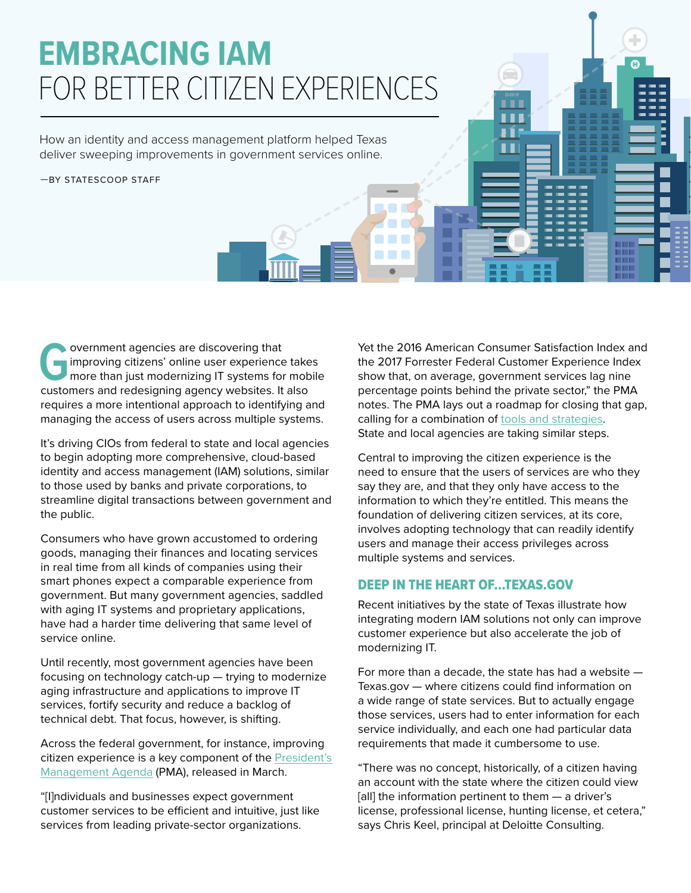# EMBRACING IAM
# FOR BETTER CITIZEN EXPERIENCES

How an identity and access management platform helped Texas deliver sweeping improvements in government services online.

—BY STATESCOOP STAFF

Government agencies are discovering that improving citizens' online user experience takes more than just modernizing IT systems for mobile customers and redesigning agency websites. It also requires a more intentional approach to identifying and managing the access of users across multiple systems.

It's driving CIOs from federal to state and local agencies to begin adopting more comprehensive, cloud-based identity and access management (IAM) solutions, similar to those used by banks and private corporations, to streamline digital transactions between government and the public.

Consumers who have grown accustomed to ordering goods, managing their finances and locating services in real time from all kinds of companies using their smart phones expect a comparable experience from government. But many government agencies, saddled with aging IT systems and proprietary applications, have had a harder time delivering that same level of service online.

Until recently, most government agencies have been focusing on technology catch-up — trying to modernize aging infrastructure and applications to improve IT services, fortify security and reduce a backlog of technical debt. That focus, however, is shifting.

Across the federal government, for instance, improving citizen experience is a key component of the President's Management Agenda (PMA), released in March.

"[I]ndividuals and businesses expect government customer services to be efficient and intuitive, just like services from leading private-sector organizations. Yet the 2016 American Consumer Satisfaction Index and the 2017 Forrester Federal Customer Experience Index show that, on average, government services lag nine percentage points behind the private sector," the PMA notes. The PMA lays out a roadmap for closing that gap, calling for a combination of tools and strategies. State and local agencies are taking similar steps.

Central to improving the citizen experience is the need to ensure that the users of services are who they say they are, and that they only have access to the information to which they're entitled. This means the foundation of delivering citizen services, at its core, involves adopting technology that can readily identify users and manage their access privileges across multiple systems and services.

## DEEP IN THE HEART OF...TEXAS.GOV

Recent initiatives by the state of Texas illustrate how integrating modern IAM solutions not only can improve customer experience but also accelerate the job of modernizing IT.

For more than a decade, the state has had a website — Texas.gov — where citizens could find information on a wide range of state services. But to actually engage those services, users had to enter information for each service individually, and each one had particular data requirements that made it cumbersome to use.

"There was no concept, historically, of a citizen having an account with the state where the citizen could view [all] the information pertinent to them — a driver's license, professional license, hunting license, et cetera," says Chris Keel, principal at Deloitte Consulting.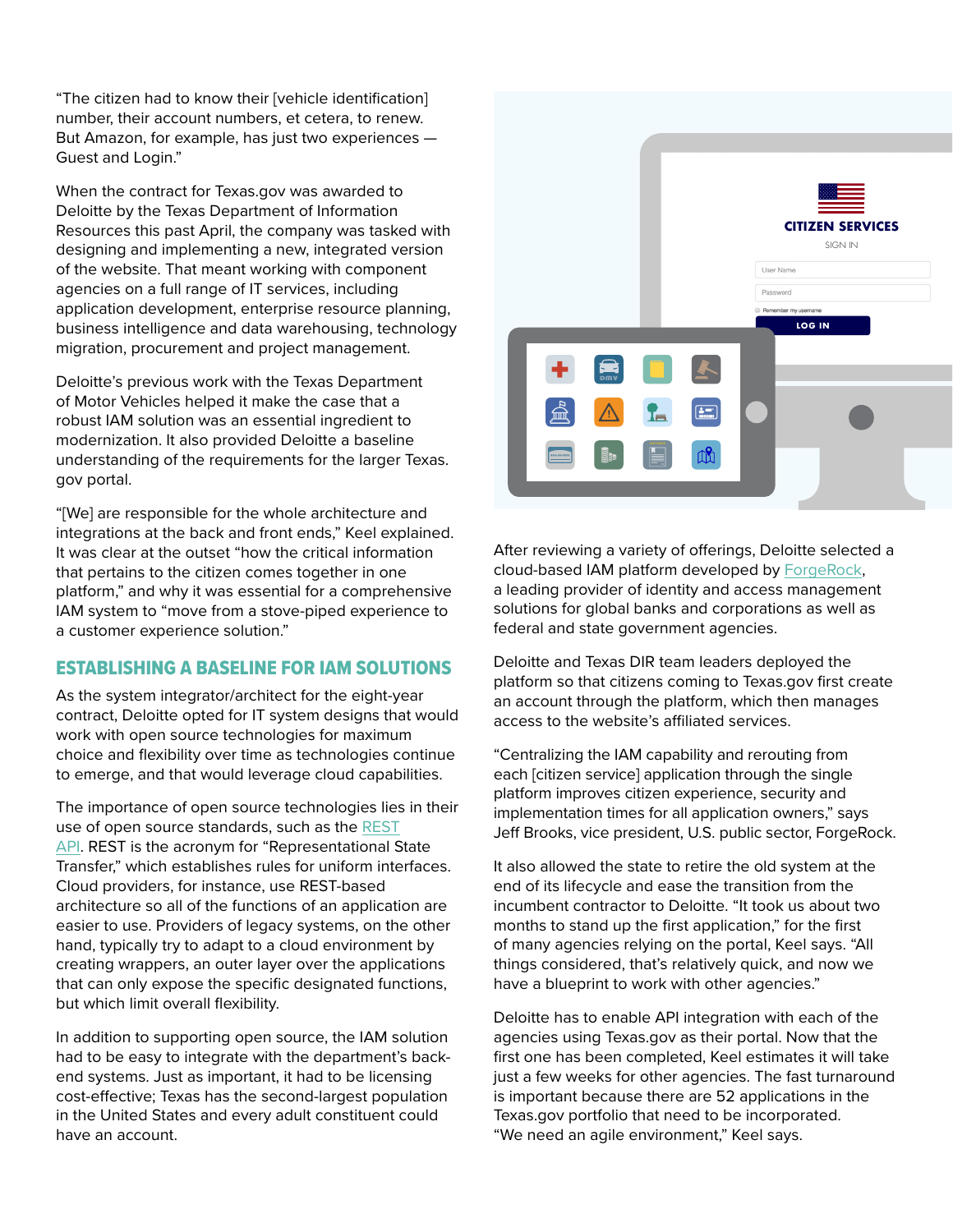"The citizen had to know their [vehicle identification] number, their account numbers, et cetera, to renew. But Amazon, for example, has just two experiences — Guest and Login."

When the contract for Texas.gov was awarded to Deloitte by the Texas Department of Information Resources this past April, the company was tasked with designing and implementing a new, integrated version of the website. That meant working with component agencies on a full range of IT services, including application development, enterprise resource planning, business intelligence and data warehousing, technology migration, procurement and project management.

Deloitte's previous work with the Texas Department of Motor Vehicles helped it make the case that a robust IAM solution was an essential ingredient to modernization. It also provided Deloitte a baseline understanding of the requirements for the larger Texas.gov portal.

"[We] are responsible for the whole architecture and integrations at the back and front ends," Keel explained. It was clear at the outset "how the critical information that pertains to the citizen comes together in one platform," and why it was essential for a comprehensive IAM system to "move from a stove-piped experience to a customer experience solution."

## ESTABLISHING A BASELINE FOR IAM SOLUTIONS

As the system integrator/architect for the eight-year contract, Deloitte opted for IT system designs that would work with open source technologies for maximum choice and flexibility over time as technologies continue to emerge, and that would leverage cloud capabilities.

The importance of open source technologies lies in their use of open source standards, such as the REST API. REST is the acronym for "Representational State Transfer," which establishes rules for uniform interfaces. Cloud providers, for instance, use REST-based architecture so all of the functions of an application are easier to use. Providers of legacy systems, on the other hand, typically try to adapt to a cloud environment by creating wrappers, an outer layer over the applications that can only expose the specific designated functions, but which limit overall flexibility.

In addition to supporting open source, the IAM solution had to be easy to integrate with the department's back-end systems. Just as important, it had to be licensing cost-effective; Texas has the second-largest population in the United States and every adult constituent could have an account.

After reviewing a variety of offerings, Deloitte selected a cloud-based IAM platform developed by ForgeRock, a leading provider of identity and access management solutions for global banks and corporations as well as federal and state government agencies.

Deloitte and Texas DIR team leaders deployed the platform so that citizens coming to Texas.gov first create an account through the platform, which then manages access to the website's affiliated services.

"Centralizing the IAM capability and rerouting from each [citizen service] application through the single platform improves citizen experience, security and implementation times for all application owners," says Jeff Brooks, vice president, U.S. public sector, ForgeRock.

It also allowed the state to retire the old system at the end of its lifecycle and ease the transition from the incumbent contractor to Deloitte. "It took us about two months to stand up the first application," for the first of many agencies relying on the portal, Keel says. "All things considered, that's relatively quick, and now we have a blueprint to work with other agencies."

Deloitte has to enable API integration with each of the agencies using Texas.gov as their portal. Now that the first one has been completed, Keel estimates it will take just a few weeks for other agencies. The fast turnaround is important because there are 52 applications in the Texas.gov portfolio that need to be incorporated. "We need an agile environment," Keel says.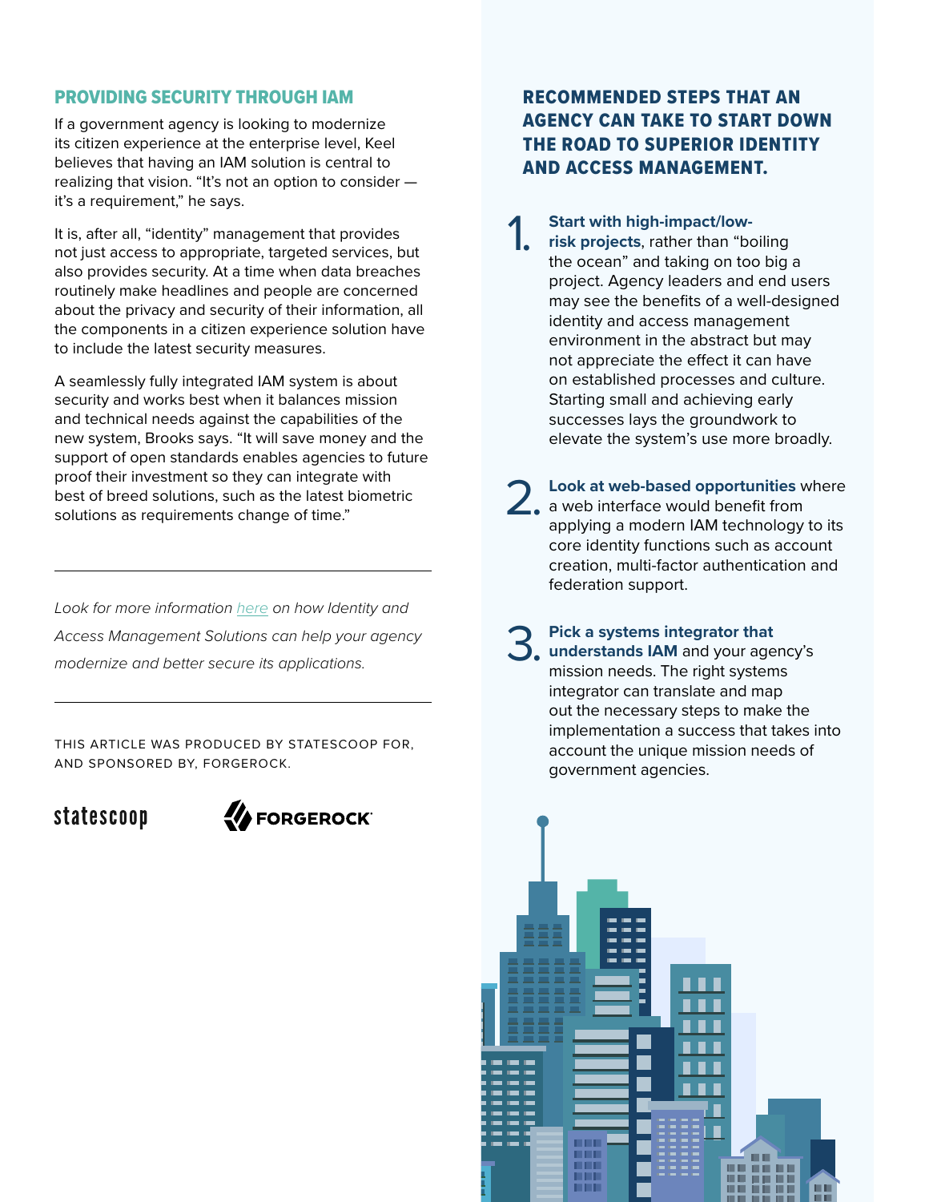## PROVIDING SECURITY THROUGH IAM

If a government agency is looking to modernize its citizen experience at the enterprise level, Keel believes that having an IAM solution is central to realizing that vision. "It's not an option to consider — it's a requirement," he says.

It is, after all, "identity" management that provides not just access to appropriate, targeted services, but also provides security. At a time when data breaches routinely make headlines and people are concerned about the privacy and security of their information, all the components in a citizen experience solution have to include the latest security measures.

A seamlessly fully integrated IAM system is about security and works best when it balances mission and technical needs against the capabilities of the new system, Brooks says. "It will save money and the support of open standards enables agencies to future proof their investment so they can integrate with best of breed solutions, such as the latest biometric solutions as requirements change of time."

---

*Look for more information here on how Identity and Access Management Solutions can help your agency modernize and better secure its applications.*

---

THIS ARTICLE WAS PRODUCED BY STATESCOOP FOR, AND SPONSORED BY, FORGEROCK.

statescoop FORGEROCK

## RECOMMENDED STEPS THAT AN AGENCY CAN TAKE TO START DOWN THE ROAD TO SUPERIOR IDENTITY AND ACCESS MANAGEMENT.

1. **Start with high-impact/low-risk projects**, rather than "boiling the ocean" and taking on too big a project. Agency leaders and end users may see the benefits of a well-designed identity and access management environment in the abstract but may not appreciate the effect it can have on established processes and culture. Starting small and achieving early successes lays the groundwork to elevate the system's use more broadly.

2. **Look at web-based opportunities** where a web interface would benefit from applying a modern IAM technology to its core identity functions such as account creation, multi-factor authentication and federation support.

3. **Pick a systems integrator that understands IAM** and your agency's mission needs. The right systems integrator can translate and map out the necessary steps to make the implementation a success that takes into account the unique mission needs of government agencies.